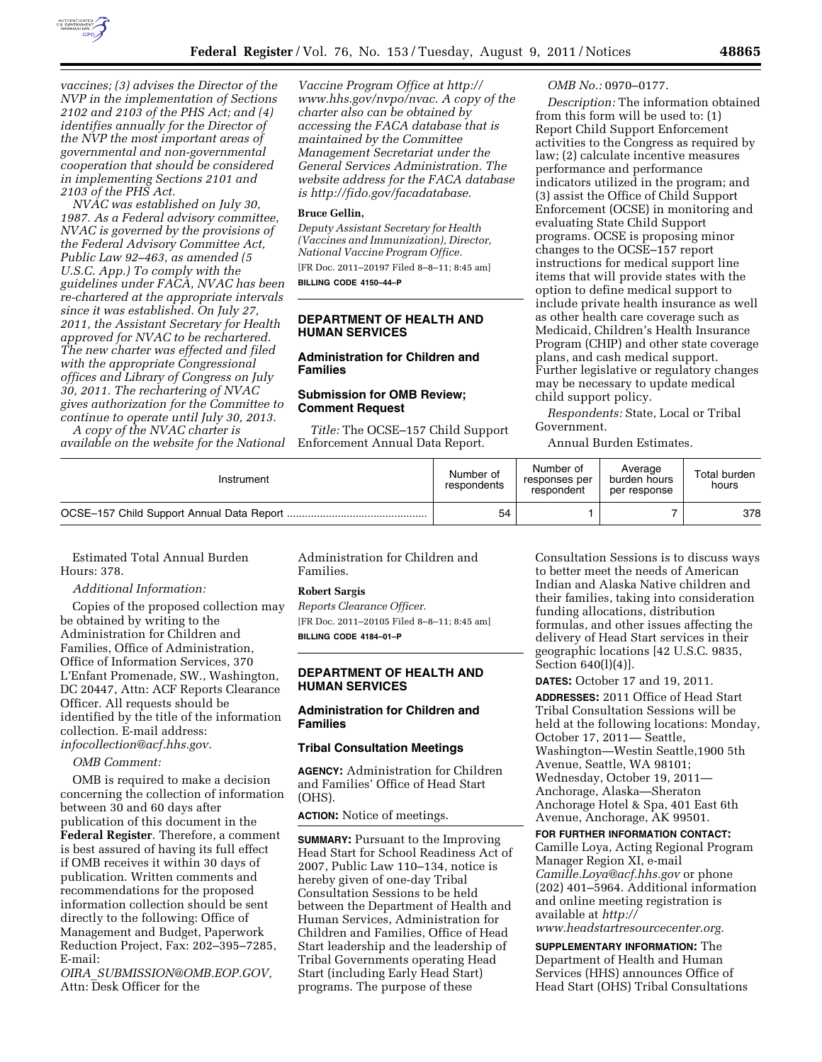*vaccines; (3) advises the Director of the NVP in the implementation of Sections 2102 and 2103 of the PHS Act; and (4) identifies annually for the Director of the NVP the most important areas of governmental and non-governmental cooperation that should be considered in implementing Sections 2101 and 2103 of the PHS Act.*

*NVAC was established on July 30, 1987. As a Federal advisory committee, NVAC is governed by the provisions of the Federal Advisory Committee Act, Public Law 92–463, as amended (5 U.S.C. App.) To comply with the guidelines under FACA, NVAC has been re-chartered at the appropriate intervals since it was established. On July 27, 2011, the Assistant Secretary for Health approved for NVAC to be rechartered. The new charter was effected and filed with the appropriate Congressional offices and Library of Congress on July 30, 2011. The rechartering of NVAC gives authorization for the Committee to continue to operate until July 30, 2013.*

*A copy of the NVAC charter is available on the website for the National Vaccine Program Office at http://www.hhs.gov/nvpo/nvac. A copy of the charter also can be obtained by accessing the FACA database that is maintained by the Committee Management Secretariat under the General Services Administration. The website address for the FACA database is http://fido.gov/facadatabase.*

**Bruce Gellin,**

*Deputy Assistant Secretary for Health (Vaccines and Immunization), Director, National Vaccine Program Office.*

[FR Doc. 2011–20197 Filed 8–8–11; 8:45 am]

**BILLING CODE 4150–44–P**

## DEPARTMENT OF HEALTH AND HUMAN SERVICES

### Administration for Children and Families

### Submission for OMB Review; Comment Request

*Title:* The OCSE–157 Child Support Enforcement Annual Data Report.

*OMB No.:* 0970–0177.

*Description:* The information obtained from this form will be used to: (1) Report Child Support Enforcement activities to the Congress as required by law; (2) calculate incentive measures performance and performance indicators utilized in the program; and (3) assist the Office of Child Support Enforcement (OCSE) in monitoring and evaluating State Child Support programs. OCSE is proposing minor changes to the OCSE–157 report instructions for medical support line items that will provide states with the option to define medical support to include private health insurance as well as other health care coverage such as Medicaid, Children's Health Insurance Program (CHIP) and other state coverage plans, and cash medical support. Further legislative or regulatory changes may be necessary to update medical child support policy.

*Respondents:* State, Local or Tribal Government.

Annual Burden Estimates.

| Instrument | Number of respondents | Number of responses per respondent | Average burden hours per response | Total burden hours |
|---|---|---|---|---|
| OCSE–157 Child Support Annual Data Report | 54 | 1 | 7 | 378 |

Estimated Total Annual Burden Hours: 378.

*Additional Information:*

Copies of the proposed collection may be obtained by writing to the Administration for Children and Families, Office of Administration, Office of Information Services, 370 L'Enfant Promenade, SW., Washington, DC 20447, Attn: ACF Reports Clearance Officer. All requests should be identified by the title of the information collection. E-mail address: *infocollection@acf.hhs.gov.*

*OMB Comment:*

OMB is required to make a decision concerning the collection of information between 30 and 60 days after publication of this document in the **Federal Register**. Therefore, a comment is best assured of having its full effect if OMB receives it within 30 days of publication. Written comments and recommendations for the proposed information collection should be sent directly to the following: Office of Management and Budget, Paperwork Reduction Project, Fax: 202–395–7285, E-mail: *OIRA_SUBMISSION@OMB.EOP.GOV,* Attn: Desk Officer for the Administration for Children and Families.

**Robert Sargis**

*Reports Clearance Officer.*

[FR Doc. 2011–20105 Filed 8–8–11; 8:45 am]

**BILLING CODE 4184–01–P**

## DEPARTMENT OF HEALTH AND HUMAN SERVICES

### Administration for Children and Families

### Tribal Consultation Meetings

**AGENCY:** Administration for Children and Families' Office of Head Start (OHS).

**ACTION:** Notice of meetings.

**SUMMARY:** Pursuant to the Improving Head Start for School Readiness Act of 2007, Public Law 110–134, notice is hereby given of one-day Tribal Consultation Sessions to be held between the Department of Health and Human Services, Administration for Children and Families, Office of Head Start leadership and the leadership of Tribal Governments operating Head Start (including Early Head Start) programs. The purpose of these Consultation Sessions is to discuss ways to better meet the needs of American Indian and Alaska Native children and their families, taking into consideration funding allocations, distribution formulas, and other issues affecting the delivery of Head Start services in their geographic locations [42 U.S.C. 9835, Section 640(l)(4)].

**DATES:** October 17 and 19, 2011.

**ADDRESSES:** 2011 Office of Head Start Tribal Consultation Sessions will be held at the following locations: Monday, October 17, 2011— Seattle, Washington—Westin Seattle,1900 5th Avenue, Seattle, WA 98101; Wednesday, October 19, 2011—Anchorage, Alaska—Sheraton Anchorage Hotel & Spa, 401 East 6th Avenue, Anchorage, AK 99501.

**FOR FURTHER INFORMATION CONTACT:** Camille Loya, Acting Regional Program Manager Region XI, e-mail *Camille.Loya@acf.hhs.gov* or phone (202) 401–5964. Additional information and online meeting registration is available at *http://www.headstartresourcecenter.org.*

**SUPPLEMENTARY INFORMATION:** The Department of Health and Human Services (HHS) announces Office of Head Start (OHS) Tribal Consultations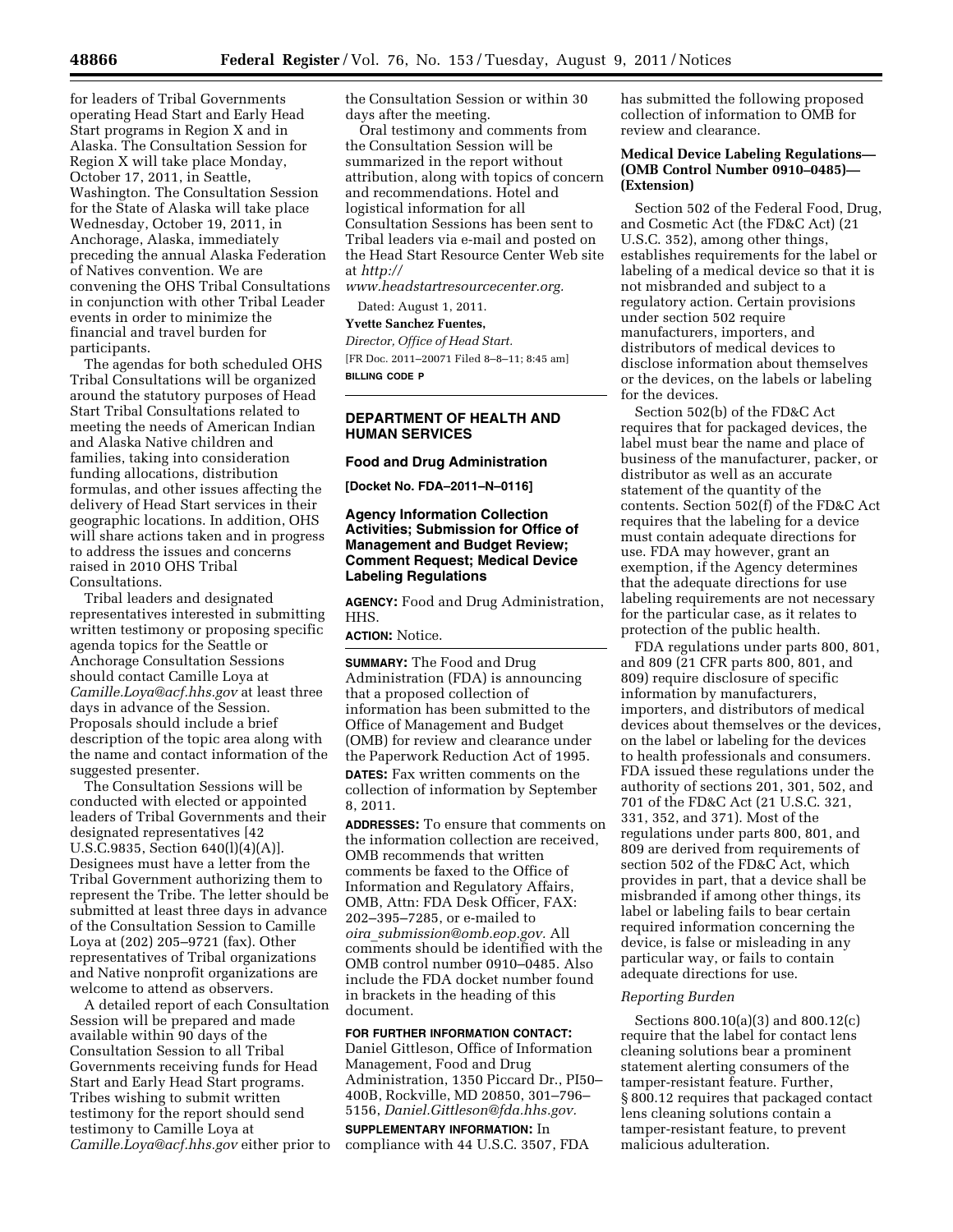for leaders of Tribal Governments operating Head Start and Early Head Start programs in Region X and in Alaska. The Consultation Session for Region X will take place Monday, October 17, 2011, in Seattle, Washington. The Consultation Session for the State of Alaska will take place Wednesday, October 19, 2011, in Anchorage, Alaska, immediately preceding the annual Alaska Federation of Natives convention. We are convening the OHS Tribal Consultations in conjunction with other Tribal Leader events in order to minimize the financial and travel burden for participants.

The agendas for both scheduled OHS Tribal Consultations will be organized around the statutory purposes of Head Start Tribal Consultations related to meeting the needs of American Indian and Alaska Native children and families, taking into consideration funding allocations, distribution formulas, and other issues affecting the delivery of Head Start services in their geographic locations. In addition, OHS will share actions taken and in progress to address the issues and concerns raised in 2010 OHS Tribal Consultations.

Tribal leaders and designated representatives interested in submitting written testimony or proposing specific agenda topics for the Seattle or Anchorage Consultation Sessions should contact Camille Loya at *Camille.Loya@acf.hhs.gov* at least three days in advance of the Session. Proposals should include a brief description of the topic area along with the name and contact information of the suggested presenter.

The Consultation Sessions will be conducted with elected or appointed leaders of Tribal Governments and their designated representatives [42 U.S.C.9835, Section 640(l)(4)(A)]. Designees must have a letter from the Tribal Government authorizing them to represent the Tribe. The letter should be submitted at least three days in advance of the Consultation Session to Camille Loya at (202) 205–9721 (fax). Other representatives of Tribal organizations and Native nonprofit organizations are welcome to attend as observers.

A detailed report of each Consultation Session will be prepared and made available within 90 days of the Consultation Session to all Tribal Governments receiving funds for Head Start and Early Head Start programs. Tribes wishing to submit written testimony for the report should send testimony to Camille Loya at *Camille.Loya@acf.hhs.gov* either prior to the Consultation Session or within 30 days after the meeting.

Oral testimony and comments from the Consultation Session will be summarized in the report without attribution, along with topics of concern and recommendations. Hotel and logistical information for all Consultation Sessions has been sent to Tribal leaders via e-mail and posted on the Head Start Resource Center Web site at *http://www.headstartresourcecenter.org.*

Dated: August 1, 2011.

**Yvette Sanchez Fuentes,**

*Director, Office of Head Start.*

[FR Doc. 2011–20071 Filed 8–8–11; 8:45 am]

**BILLING CODE P**

## DEPARTMENT OF HEALTH AND HUMAN SERVICES

### Food and Drug Administration

**[Docket No. FDA–2011–N–0116]**

### Agency Information Collection Activities; Submission for Office of Management and Budget Review; Comment Request; Medical Device Labeling Regulations

**AGENCY:** Food and Drug Administration, HHS.

**ACTION:** Notice.

**SUMMARY:** The Food and Drug Administration (FDA) is announcing that a proposed collection of information has been submitted to the Office of Management and Budget (OMB) for review and clearance under the Paperwork Reduction Act of 1995.

**DATES:** Fax written comments on the collection of information by September 8, 2011.

**ADDRESSES:** To ensure that comments on the information collection are received, OMB recommends that written comments be faxed to the Office of Information and Regulatory Affairs, OMB, Attn: FDA Desk Officer, FAX: 202–395–7285, or e-mailed to *oira_submission@omb.eop.gov.* All comments should be identified with the OMB control number 0910–0485. Also include the FDA docket number found in brackets in the heading of this document.

**FOR FURTHER INFORMATION CONTACT:** Daniel Gittleson, Office of Information Management, Food and Drug Administration, 1350 Piccard Dr., PI50–400B, Rockville, MD 20850, 301–796–5156, *Daniel.Gittleson@fda.hhs.gov.*

**SUPPLEMENTARY INFORMATION:** In compliance with 44 U.S.C. 3507, FDA has submitted the following proposed collection of information to OMB for review and clearance.

**Medical Device Labeling Regulations—(OMB Control Number 0910–0485)—(Extension)**

Section 502 of the Federal Food, Drug, and Cosmetic Act (the FD&C Act) (21 U.S.C. 352), among other things, establishes requirements for the label or labeling of a medical device so that it is not misbranded and subject to a regulatory action. Certain provisions under section 502 require manufacturers, importers, and distributors of medical devices to disclose information about themselves or the devices, on the labels or labeling for the devices.

Section 502(b) of the FD&C Act requires that for packaged devices, the label must bear the name and place of business of the manufacturer, packer, or distributor as well as an accurate statement of the quantity of the contents. Section 502(f) of the FD&C Act requires that the labeling for a device must contain adequate directions for use. FDA may however, grant an exemption, if the Agency determines that the adequate directions for use labeling requirements are not necessary for the particular case, as it relates to protection of the public health.

FDA regulations under parts 800, 801, and 809 (21 CFR parts 800, 801, and 809) require disclosure of specific information by manufacturers, importers, and distributors of medical devices about themselves or the devices, on the label or labeling for the devices to health professionals and consumers. FDA issued these regulations under the authority of sections 201, 301, 502, and 701 of the FD&C Act (21 U.S.C. 321, 331, 352, and 371). Most of the regulations under parts 800, 801, and 809 are derived from requirements of section 502 of the FD&C Act, which provides in part, that a device shall be misbranded if among other things, its label or labeling fails to bear certain required information concerning the device, is false or misleading in any particular way, or fails to contain adequate directions for use.

#### *Reporting Burden*

Sections 800.10(a)(3) and 800.12(c) require that the label for contact lens cleaning solutions bear a prominent statement alerting consumers of the tamper-resistant feature. Further, § 800.12 requires that packaged contact lens cleaning solutions contain a tamper-resistant feature, to prevent malicious adulteration.